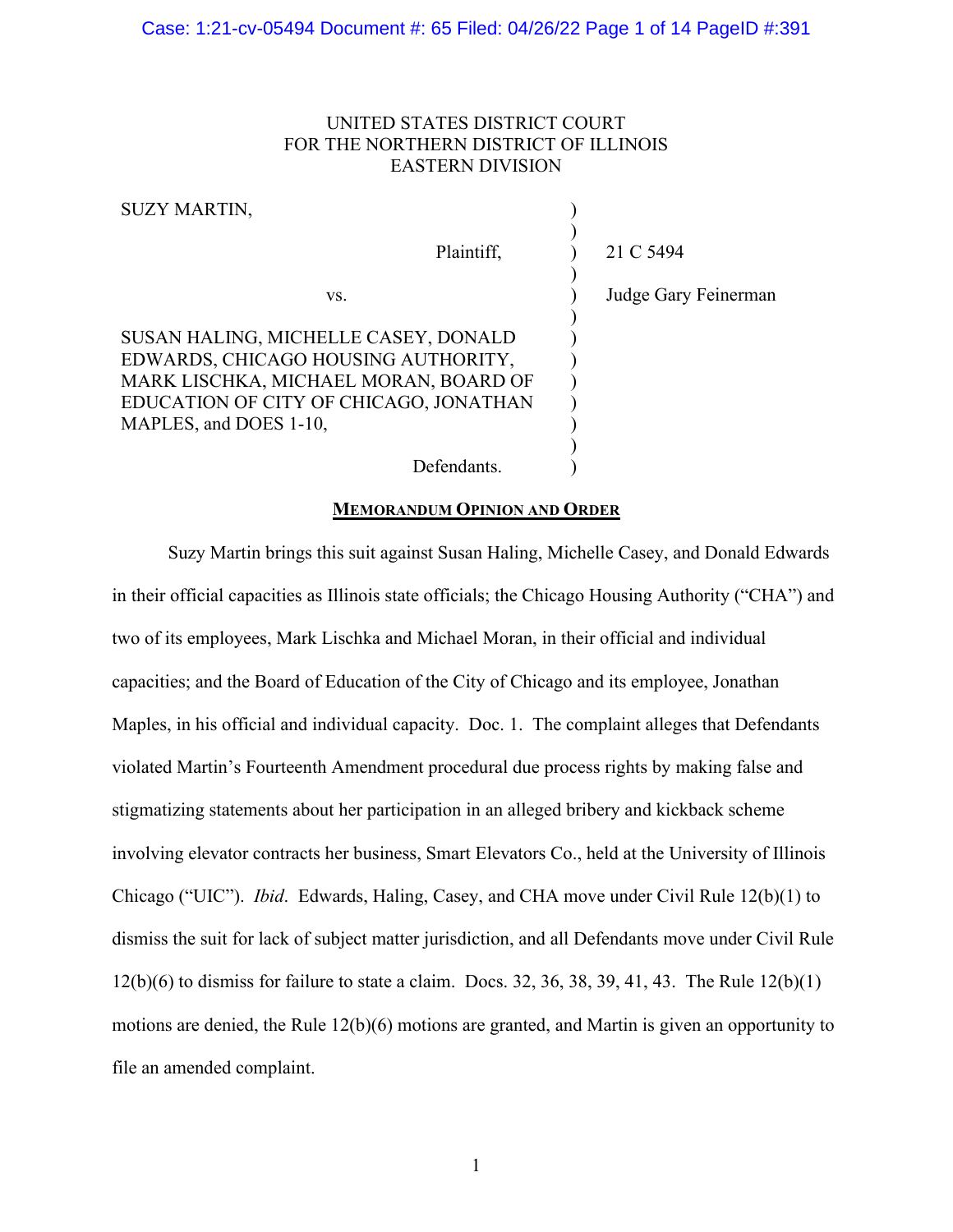UNITED STATES DISTRICT COURT
FOR THE NORTHERN DISTRICT OF ILLINOIS
EASTERN DIVISION

| | | |
|---|---|---|
| SUZY MARTIN, | ) | |
| Plaintiff, | ) | 21 C 5494 |
| vs. | ) | Judge Gary Feinerman |
| SUSAN HALING, MICHELLE CASEY, DONALD EDWARDS, CHICAGO HOUSING AUTHORITY, MARK LISCHKA, MICHAEL MORAN, BOARD OF EDUCATION OF CITY OF CHICAGO, JONATHAN MAPLES, and DOES 1-10, | ) | |
| Defendants. | ) | |

**MEMORANDUM OPINION AND ORDER**

Suzy Martin brings this suit against Susan Haling, Michelle Casey, and Donald Edwards in their official capacities as Illinois state officials; the Chicago Housing Authority ("CHA") and two of its employees, Mark Lischka and Michael Moran, in their official and individual capacities; and the Board of Education of the City of Chicago and its employee, Jonathan Maples, in his official and individual capacity. Doc. 1. The complaint alleges that Defendants violated Martin's Fourteenth Amendment procedural due process rights by making false and stigmatizing statements about her participation in an alleged bribery and kickback scheme involving elevator contracts her business, Smart Elevators Co., held at the University of Illinois Chicago ("UIC"). *Ibid*. Edwards, Haling, Casey, and CHA move under Civil Rule 12(b)(1) to dismiss the suit for lack of subject matter jurisdiction, and all Defendants move under Civil Rule 12(b)(6) to dismiss for failure to state a claim. Docs. 32, 36, 38, 39, 41, 43. The Rule 12(b)(1) motions are denied, the Rule 12(b)(6) motions are granted, and Martin is given an opportunity to file an amended complaint.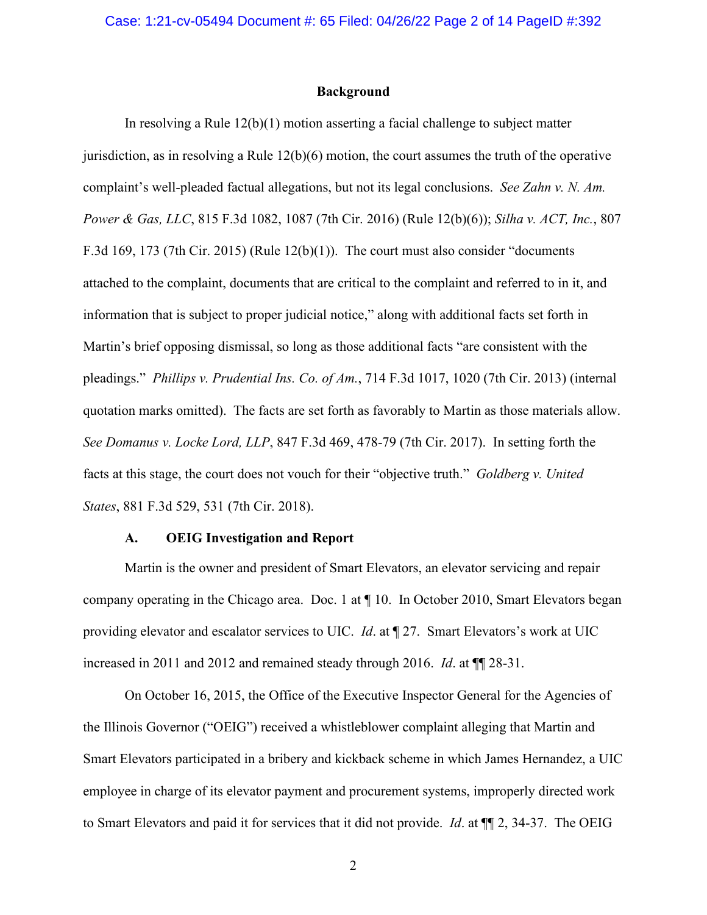## Background

In resolving a Rule 12(b)(1) motion asserting a facial challenge to subject matter jurisdiction, as in resolving a Rule 12(b)(6) motion, the court assumes the truth of the operative complaint's well-pleaded factual allegations, but not its legal conclusions. *See Zahn v. N. Am. Power & Gas, LLC*, 815 F.3d 1082, 1087 (7th Cir. 2016) (Rule 12(b)(6)); *Silha v. ACT, Inc.*, 807 F.3d 169, 173 (7th Cir. 2015) (Rule 12(b)(1)). The court must also consider "documents attached to the complaint, documents that are critical to the complaint and referred to in it, and information that is subject to proper judicial notice," along with additional facts set forth in Martin's brief opposing dismissal, so long as those additional facts "are consistent with the pleadings." *Phillips v. Prudential Ins. Co. of Am.*, 714 F.3d 1017, 1020 (7th Cir. 2013) (internal quotation marks omitted). The facts are set forth as favorably to Martin as those materials allow. *See Domanus v. Locke Lord, LLP*, 847 F.3d 469, 478-79 (7th Cir. 2017). In setting forth the facts at this stage, the court does not vouch for their "objective truth." *Goldberg v. United States*, 881 F.3d 529, 531 (7th Cir. 2018).

### A. OEIG Investigation and Report

Martin is the owner and president of Smart Elevators, an elevator servicing and repair company operating in the Chicago area. Doc. 1 at ¶ 10. In October 2010, Smart Elevators began providing elevator and escalator services to UIC. *Id*. at ¶ 27. Smart Elevators's work at UIC increased in 2011 and 2012 and remained steady through 2016. *Id*. at ¶¶ 28-31.

On October 16, 2015, the Office of the Executive Inspector General for the Agencies of the Illinois Governor ("OEIG") received a whistleblower complaint alleging that Martin and Smart Elevators participated in a bribery and kickback scheme in which James Hernandez, a UIC employee in charge of its elevator payment and procurement systems, improperly directed work to Smart Elevators and paid it for services that it did not provide. *Id*. at ¶¶ 2, 34-37. The OEIG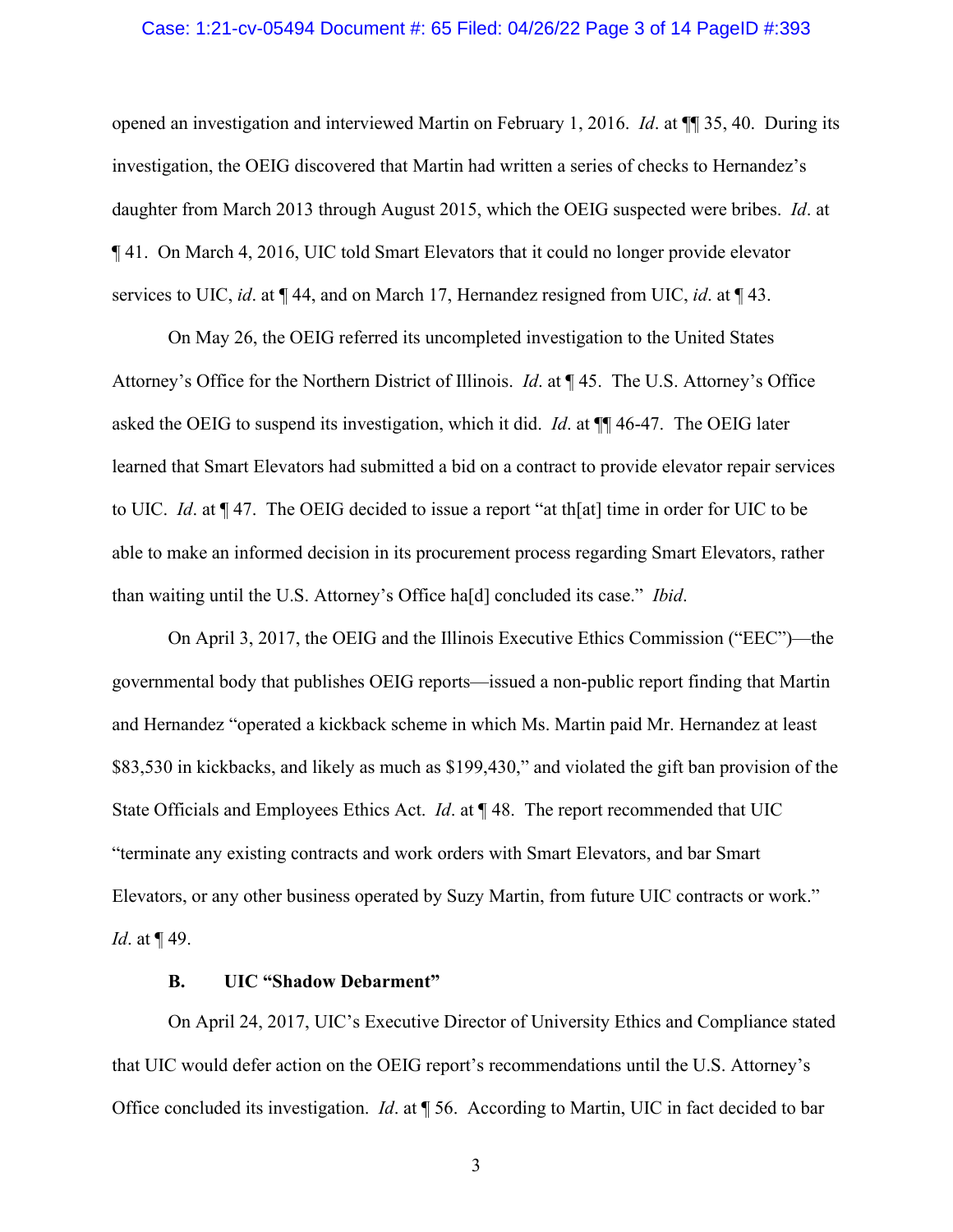opened an investigation and interviewed Martin on February 1, 2016. *Id*. at ¶¶ 35, 40. During its investigation, the OEIG discovered that Martin had written a series of checks to Hernandez's daughter from March 2013 through August 2015, which the OEIG suspected were bribes. *Id*. at ¶ 41. On March 4, 2016, UIC told Smart Elevators that it could no longer provide elevator services to UIC, *id*. at ¶ 44, and on March 17, Hernandez resigned from UIC, *id*. at ¶ 43.

On May 26, the OEIG referred its uncompleted investigation to the United States Attorney's Office for the Northern District of Illinois. *Id*. at ¶ 45. The U.S. Attorney's Office asked the OEIG to suspend its investigation, which it did. *Id*. at ¶¶ 46-47. The OEIG later learned that Smart Elevators had submitted a bid on a contract to provide elevator repair services to UIC. *Id*. at ¶ 47. The OEIG decided to issue a report "at th[at] time in order for UIC to be able to make an informed decision in its procurement process regarding Smart Elevators, rather than waiting until the U.S. Attorney's Office ha[d] concluded its case." *Ibid*.

On April 3, 2017, the OEIG and the Illinois Executive Ethics Commission ("EEC")—the governmental body that publishes OEIG reports—issued a non-public report finding that Martin and Hernandez "operated a kickback scheme in which Ms. Martin paid Mr. Hernandez at least $83,530 in kickbacks, and likely as much as $199,430," and violated the gift ban provision of the State Officials and Employees Ethics Act. *Id*. at ¶ 48. The report recommended that UIC "terminate any existing contracts and work orders with Smart Elevators, and bar Smart Elevators, or any other business operated by Suzy Martin, from future UIC contracts or work." *Id*. at ¶ 49.

### B. UIC "Shadow Debarment"

On April 24, 2017, UIC's Executive Director of University Ethics and Compliance stated that UIC would defer action on the OEIG report's recommendations until the U.S. Attorney's Office concluded its investigation. *Id*. at ¶ 56. According to Martin, UIC in fact decided to bar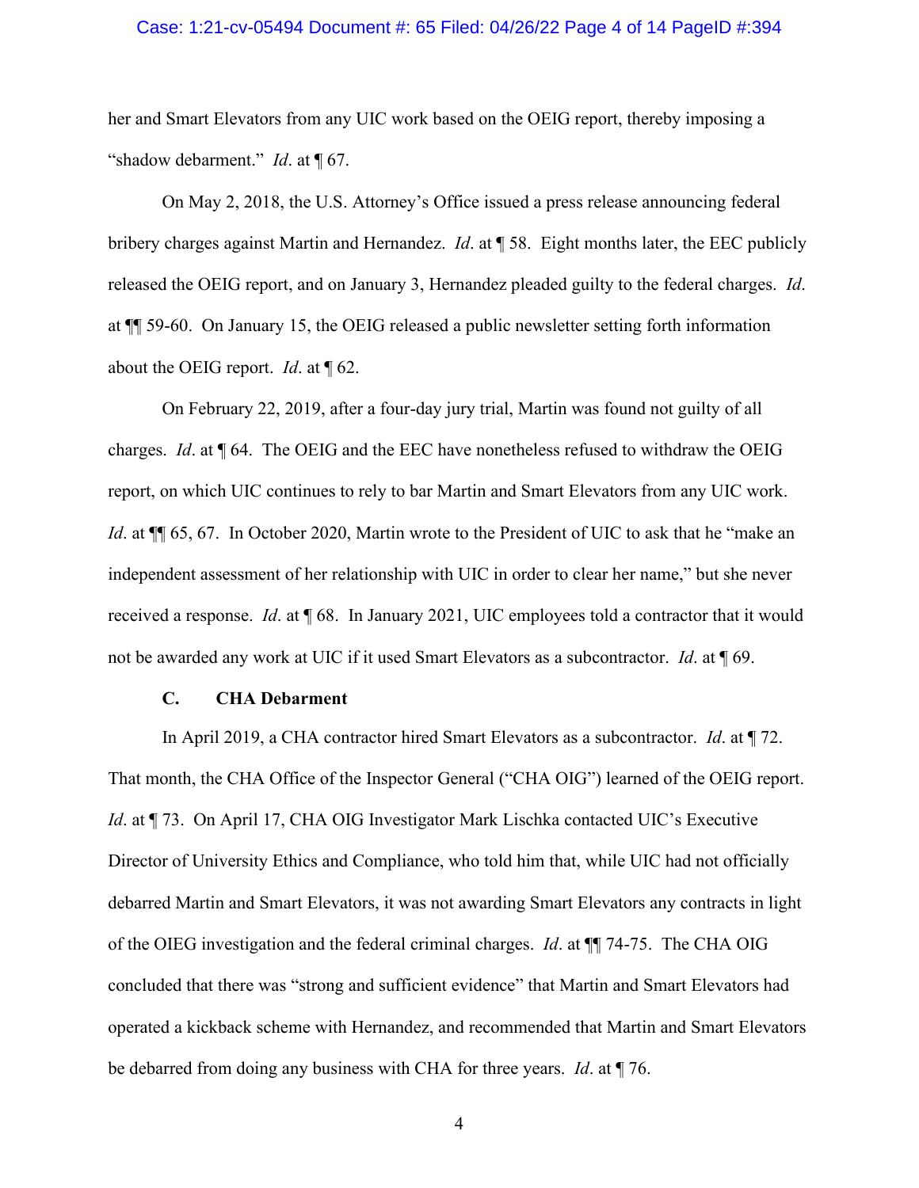her and Smart Elevators from any UIC work based on the OEIG report, thereby imposing a "shadow debarment." *Id*. at ¶ 67.

On May 2, 2018, the U.S. Attorney's Office issued a press release announcing federal bribery charges against Martin and Hernandez. *Id*. at ¶ 58. Eight months later, the EEC publicly released the OEIG report, and on January 3, Hernandez pleaded guilty to the federal charges. *Id*. at ¶¶ 59-60. On January 15, the OEIG released a public newsletter setting forth information about the OEIG report. *Id*. at ¶ 62.

On February 22, 2019, after a four-day jury trial, Martin was found not guilty of all charges. *Id*. at ¶ 64. The OEIG and the EEC have nonetheless refused to withdraw the OEIG report, on which UIC continues to rely to bar Martin and Smart Elevators from any UIC work. *Id*. at ¶¶ 65, 67. In October 2020, Martin wrote to the President of UIC to ask that he "make an independent assessment of her relationship with UIC in order to clear her name," but she never received a response. *Id*. at ¶ 68. In January 2021, UIC employees told a contractor that it would not be awarded any work at UIC if it used Smart Elevators as a subcontractor. *Id*. at ¶ 69.

### C. CHA Debarment

In April 2019, a CHA contractor hired Smart Elevators as a subcontractor. *Id*. at ¶ 72. That month, the CHA Office of the Inspector General ("CHA OIG") learned of the OEIG report. *Id*. at ¶ 73. On April 17, CHA OIG Investigator Mark Lischka contacted UIC's Executive Director of University Ethics and Compliance, who told him that, while UIC had not officially debarred Martin and Smart Elevators, it was not awarding Smart Elevators any contracts in light of the OIEG investigation and the federal criminal charges. *Id*. at ¶¶ 74-75. The CHA OIG concluded that there was "strong and sufficient evidence" that Martin and Smart Elevators had operated a kickback scheme with Hernandez, and recommended that Martin and Smart Elevators be debarred from doing any business with CHA for three years. *Id*. at ¶ 76.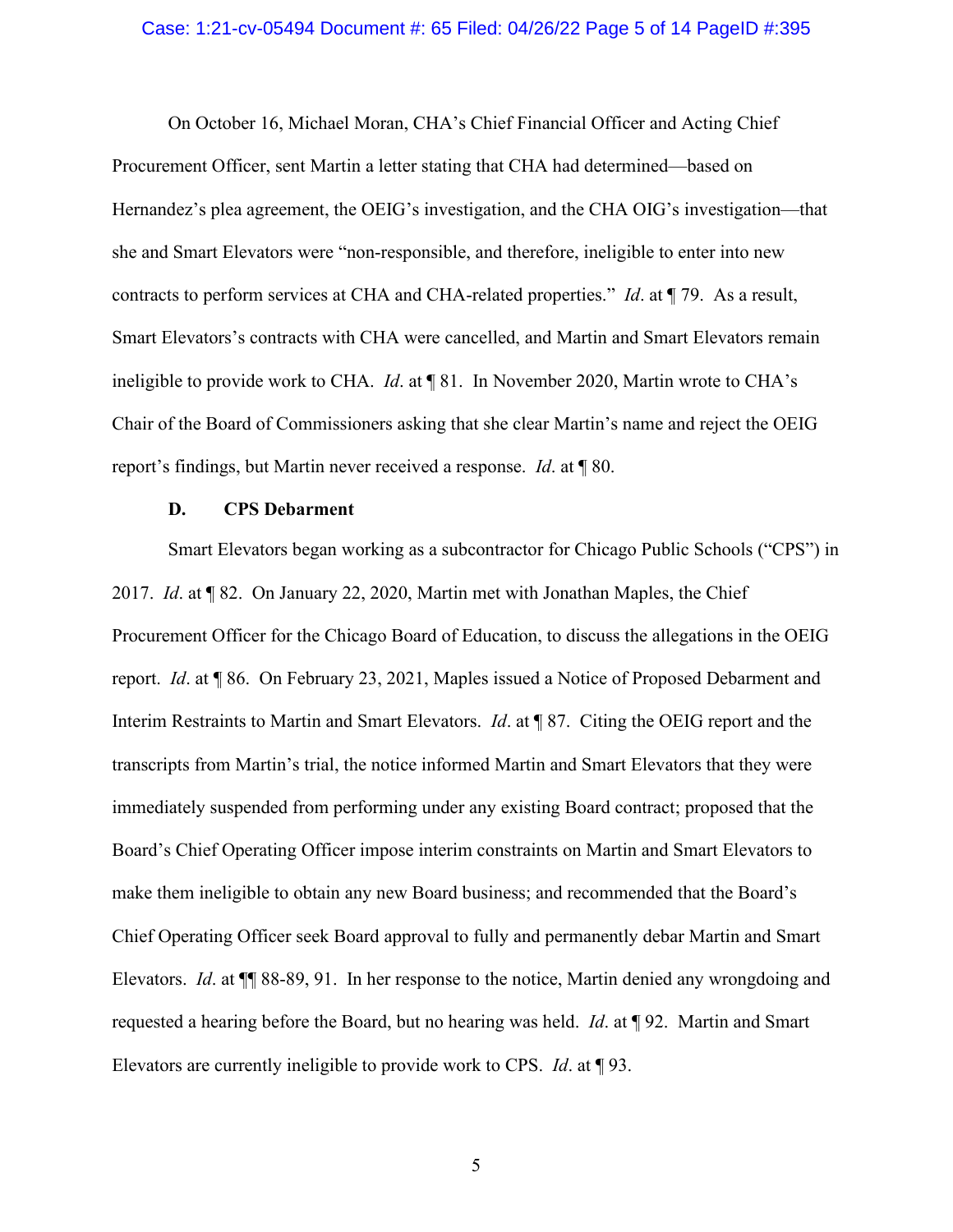On October 16, Michael Moran, CHA's Chief Financial Officer and Acting Chief Procurement Officer, sent Martin a letter stating that CHA had determined—based on Hernandez's plea agreement, the OEIG's investigation, and the CHA OIG's investigation—that she and Smart Elevators were "non-responsible, and therefore, ineligible to enter into new contracts to perform services at CHA and CHA-related properties." *Id*. at ¶ 79. As a result, Smart Elevators's contracts with CHA were cancelled, and Martin and Smart Elevators remain ineligible to provide work to CHA. *Id*. at ¶ 81. In November 2020, Martin wrote to CHA's Chair of the Board of Commissioners asking that she clear Martin's name and reject the OEIG report's findings, but Martin never received a response. *Id*. at ¶ 80.

### D. CPS Debarment

Smart Elevators began working as a subcontractor for Chicago Public Schools ("CPS") in 2017. *Id*. at ¶ 82. On January 22, 2020, Martin met with Jonathan Maples, the Chief Procurement Officer for the Chicago Board of Education, to discuss the allegations in the OEIG report. *Id*. at ¶ 86. On February 23, 2021, Maples issued a Notice of Proposed Debarment and Interim Restraints to Martin and Smart Elevators. *Id*. at ¶ 87. Citing the OEIG report and the transcripts from Martin's trial, the notice informed Martin and Smart Elevators that they were immediately suspended from performing under any existing Board contract; proposed that the Board's Chief Operating Officer impose interim constraints on Martin and Smart Elevators to make them ineligible to obtain any new Board business; and recommended that the Board's Chief Operating Officer seek Board approval to fully and permanently debar Martin and Smart Elevators. *Id*. at ¶¶ 88-89, 91. In her response to the notice, Martin denied any wrongdoing and requested a hearing before the Board, but no hearing was held. *Id*. at ¶ 92. Martin and Smart Elevators are currently ineligible to provide work to CPS. *Id*. at ¶ 93.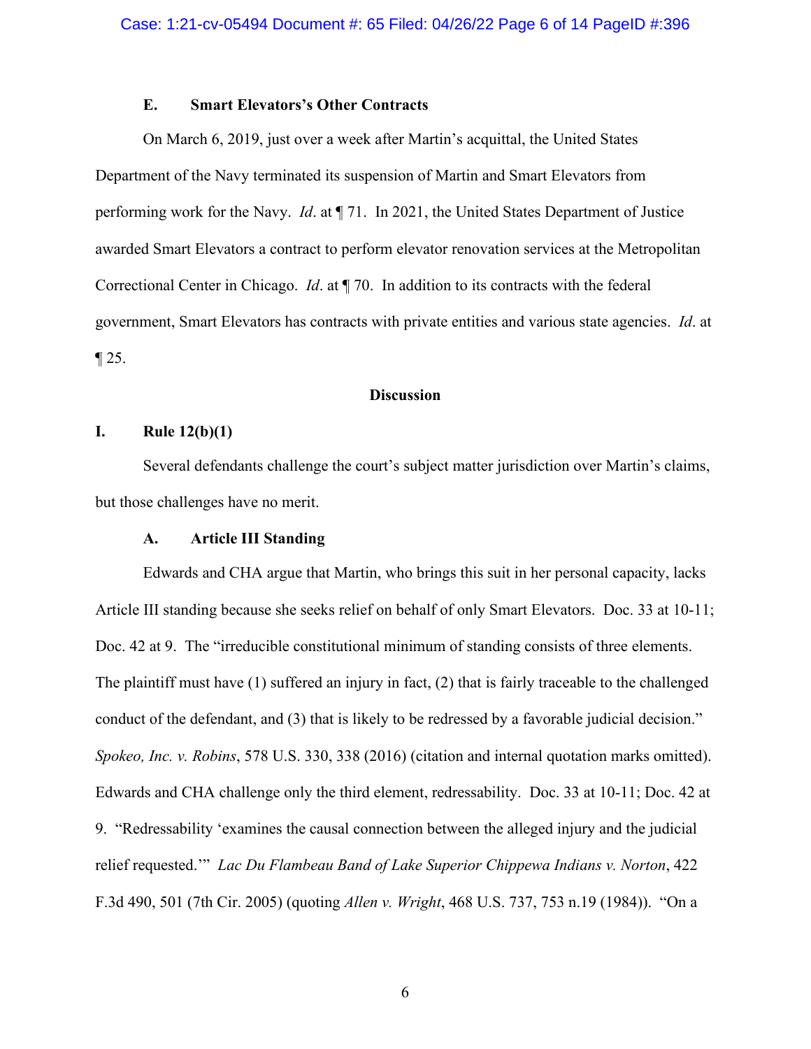### E. Smart Elevators's Other Contracts

On March 6, 2019, just over a week after Martin's acquittal, the United States Department of the Navy terminated its suspension of Martin and Smart Elevators from performing work for the Navy. *Id*. at ¶ 71. In 2021, the United States Department of Justice awarded Smart Elevators a contract to perform elevator renovation services at the Metropolitan Correctional Center in Chicago. *Id*. at ¶ 70. In addition to its contracts with the federal government, Smart Elevators has contracts with private entities and various state agencies. *Id*. at ¶ 25.

## Discussion

### I. Rule 12(b)(1)

Several defendants challenge the court's subject matter jurisdiction over Martin's claims, but those challenges have no merit.

### A. Article III Standing

Edwards and CHA argue that Martin, who brings this suit in her personal capacity, lacks Article III standing because she seeks relief on behalf of only Smart Elevators. Doc. 33 at 10-11; Doc. 42 at 9. The "irreducible constitutional minimum of standing consists of three elements. The plaintiff must have (1) suffered an injury in fact, (2) that is fairly traceable to the challenged conduct of the defendant, and (3) that is likely to be redressed by a favorable judicial decision." *Spokeo, Inc. v. Robins*, 578 U.S. 330, 338 (2016) (citation and internal quotation marks omitted). Edwards and CHA challenge only the third element, redressability. Doc. 33 at 10-11; Doc. 42 at 9. "Redressability 'examines the causal connection between the alleged injury and the judicial relief requested.'" *Lac Du Flambeau Band of Lake Superior Chippewa Indians v. Norton*, 422 F.3d 490, 501 (7th Cir. 2005) (quoting *Allen v. Wright*, 468 U.S. 737, 753 n.19 (1984)). "On a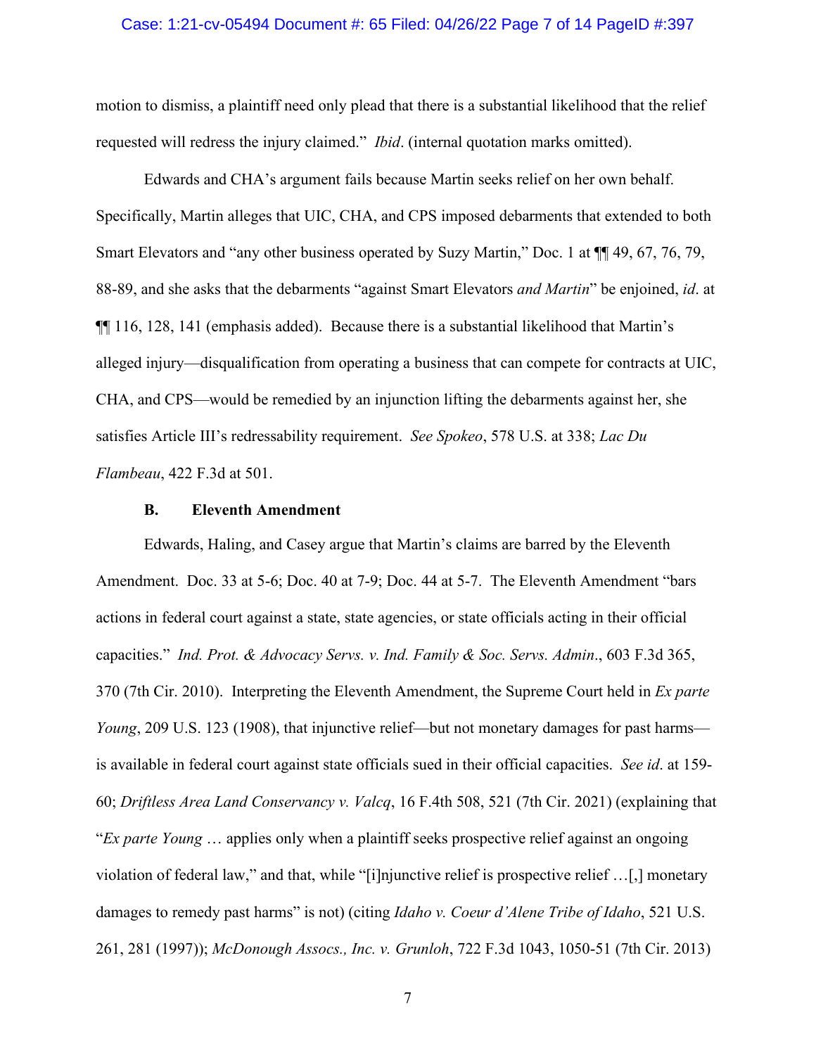motion to dismiss, a plaintiff need only plead that there is a substantial likelihood that the relief requested will redress the injury claimed." *Ibid*. (internal quotation marks omitted).

Edwards and CHA's argument fails because Martin seeks relief on her own behalf. Specifically, Martin alleges that UIC, CHA, and CPS imposed debarments that extended to both Smart Elevators and "any other business operated by Suzy Martin," Doc. 1 at ¶¶ 49, 67, 76, 79, 88-89, and she asks that the debarments "against Smart Elevators *and Martin*" be enjoined, *id*. at ¶¶ 116, 128, 141 (emphasis added). Because there is a substantial likelihood that Martin's alleged injury—disqualification from operating a business that can compete for contracts at UIC, CHA, and CPS—would be remedied by an injunction lifting the debarments against her, she satisfies Article III's redressability requirement. *See Spokeo*, 578 U.S. at 338; *Lac Du Flambeau*, 422 F.3d at 501.

### B. Eleventh Amendment

Edwards, Haling, and Casey argue that Martin's claims are barred by the Eleventh Amendment. Doc. 33 at 5-6; Doc. 40 at 7-9; Doc. 44 at 5-7. The Eleventh Amendment "bars actions in federal court against a state, state agencies, or state officials acting in their official capacities." *Ind. Prot. & Advocacy Servs. v. Ind. Family & Soc. Servs. Admin*., 603 F.3d 365, 370 (7th Cir. 2010). Interpreting the Eleventh Amendment, the Supreme Court held in *Ex parte Young*, 209 U.S. 123 (1908), that injunctive relief—but not monetary damages for past harms—is available in federal court against state officials sued in their official capacities. *See id*. at 159-60; *Driftless Area Land Conservancy v. Valcq*, 16 F.4th 508, 521 (7th Cir. 2021) (explaining that "*Ex parte Young* … applies only when a plaintiff seeks prospective relief against an ongoing violation of federal law," and that, while "[i]njunctive relief is prospective relief …[,] monetary damages to remedy past harms" is not) (citing *Idaho v. Coeur d'Alene Tribe of Idaho*, 521 U.S. 261, 281 (1997)); *McDonough Assocs., Inc. v. Grunloh*, 722 F.3d 1043, 1050-51 (7th Cir. 2013)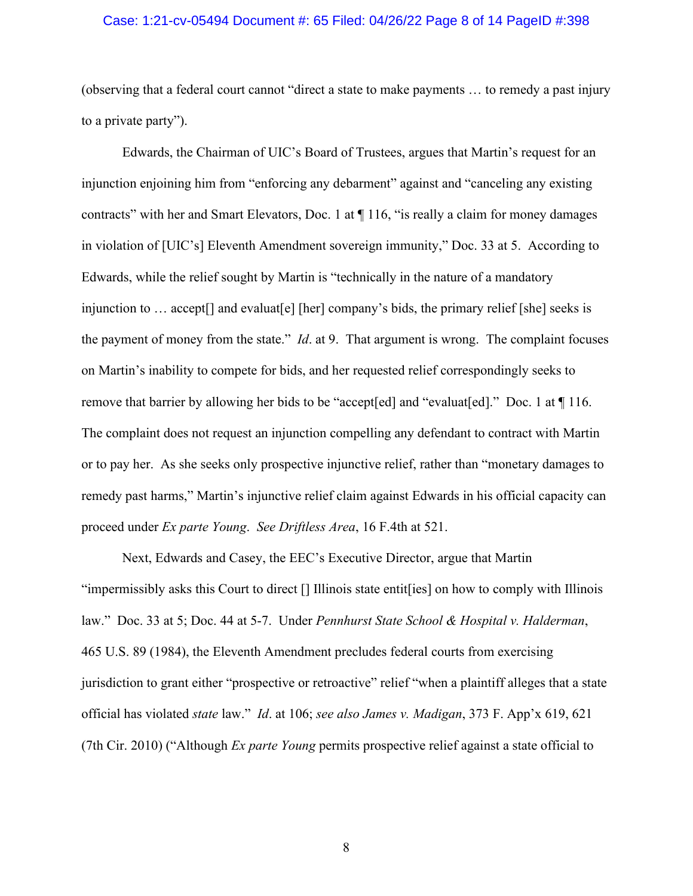(observing that a federal court cannot "direct a state to make payments … to remedy a past injury to a private party").

Edwards, the Chairman of UIC's Board of Trustees, argues that Martin's request for an injunction enjoining him from "enforcing any debarment" against and "canceling any existing contracts" with her and Smart Elevators, Doc. 1 at ¶ 116, "is really a claim for money damages in violation of [UIC's] Eleventh Amendment sovereign immunity," Doc. 33 at 5. According to Edwards, while the relief sought by Martin is "technically in the nature of a mandatory injunction to … accept[] and evaluat[e] [her] company's bids, the primary relief [she] seeks is the payment of money from the state." *Id*. at 9. That argument is wrong. The complaint focuses on Martin's inability to compete for bids, and her requested relief correspondingly seeks to remove that barrier by allowing her bids to be "accept[ed] and "evaluat[ed]." Doc. 1 at ¶ 116. The complaint does not request an injunction compelling any defendant to contract with Martin or to pay her. As she seeks only prospective injunctive relief, rather than "monetary damages to remedy past harms," Martin's injunctive relief claim against Edwards in his official capacity can proceed under *Ex parte Young*. *See Driftless Area*, 16 F.4th at 521.

Next, Edwards and Casey, the EEC's Executive Director, argue that Martin "impermissibly asks this Court to direct [] Illinois state entit[ies] on how to comply with Illinois law." Doc. 33 at 5; Doc. 44 at 5-7. Under *Pennhurst State School & Hospital v. Halderman*, 465 U.S. 89 (1984), the Eleventh Amendment precludes federal courts from exercising jurisdiction to grant either "prospective or retroactive" relief "when a plaintiff alleges that a state official has violated *state* law." *Id*. at 106; *see also James v. Madigan*, 373 F. App'x 619, 621 (7th Cir. 2010) ("Although *Ex parte Young* permits prospective relief against a state official to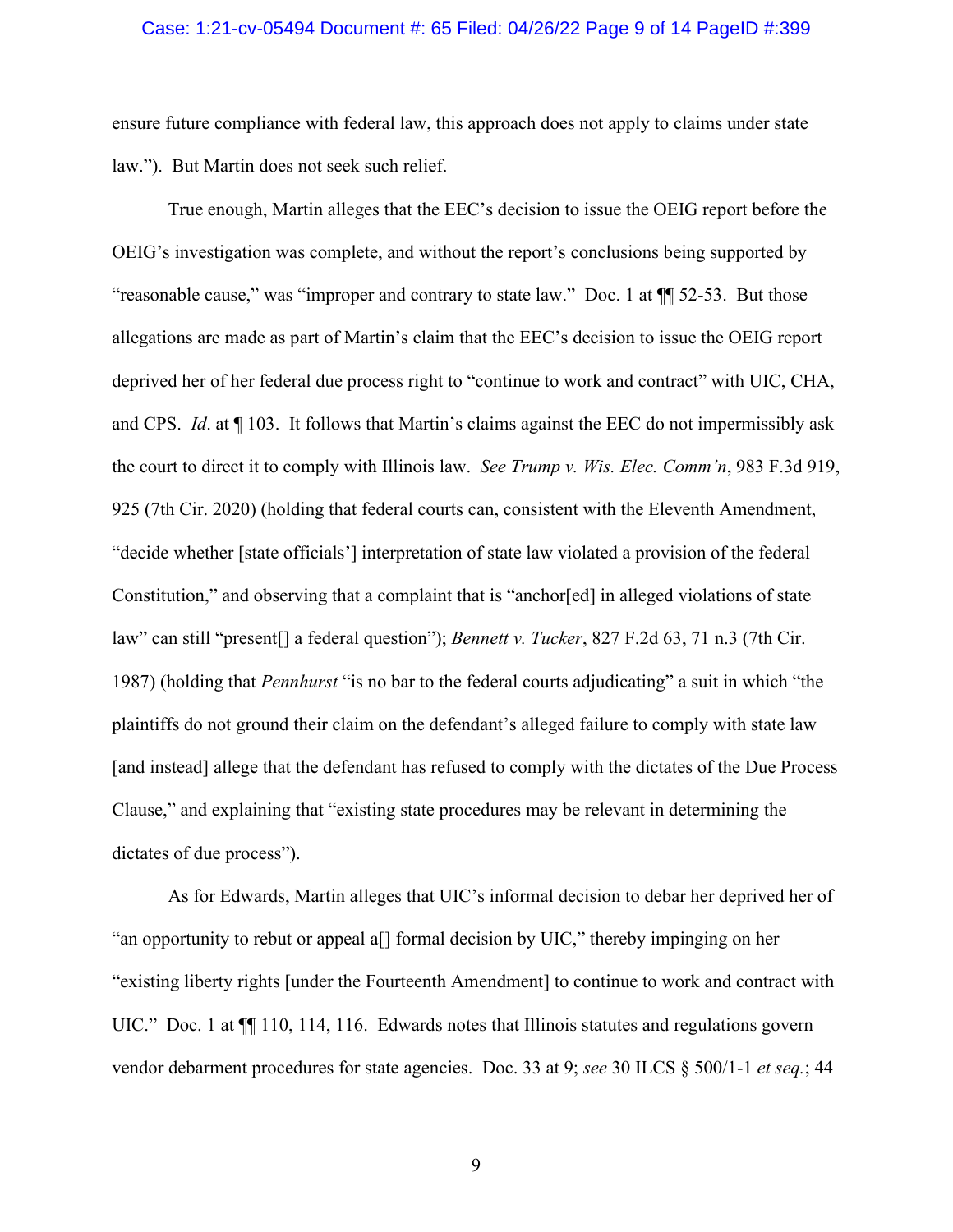ensure future compliance with federal law, this approach does not apply to claims under state law."). But Martin does not seek such relief.

True enough, Martin alleges that the EEC's decision to issue the OEIG report before the OEIG's investigation was complete, and without the report's conclusions being supported by "reasonable cause," was "improper and contrary to state law." Doc. 1 at ¶¶ 52-53. But those allegations are made as part of Martin's claim that the EEC's decision to issue the OEIG report deprived her of her federal due process right to "continue to work and contract" with UIC, CHA, and CPS. *Id*. at ¶ 103. It follows that Martin's claims against the EEC do not impermissibly ask the court to direct it to comply with Illinois law. *See Trump v. Wis. Elec. Comm'n*, 983 F.3d 919, 925 (7th Cir. 2020) (holding that federal courts can, consistent with the Eleventh Amendment, "decide whether [state officials'] interpretation of state law violated a provision of the federal Constitution," and observing that a complaint that is "anchor[ed] in alleged violations of state law" can still "present[] a federal question"); *Bennett v. Tucker*, 827 F.2d 63, 71 n.3 (7th Cir. 1987) (holding that *Pennhurst* "is no bar to the federal courts adjudicating" a suit in which "the plaintiffs do not ground their claim on the defendant's alleged failure to comply with state law [and instead] allege that the defendant has refused to comply with the dictates of the Due Process Clause," and explaining that "existing state procedures may be relevant in determining the dictates of due process").

As for Edwards, Martin alleges that UIC's informal decision to debar her deprived her of "an opportunity to rebut or appeal a[] formal decision by UIC," thereby impinging on her "existing liberty rights [under the Fourteenth Amendment] to continue to work and contract with UIC." Doc. 1 at ¶¶ 110, 114, 116. Edwards notes that Illinois statutes and regulations govern vendor debarment procedures for state agencies. Doc. 33 at 9; *see* 30 ILCS § 500/1-1 *et seq.*; 44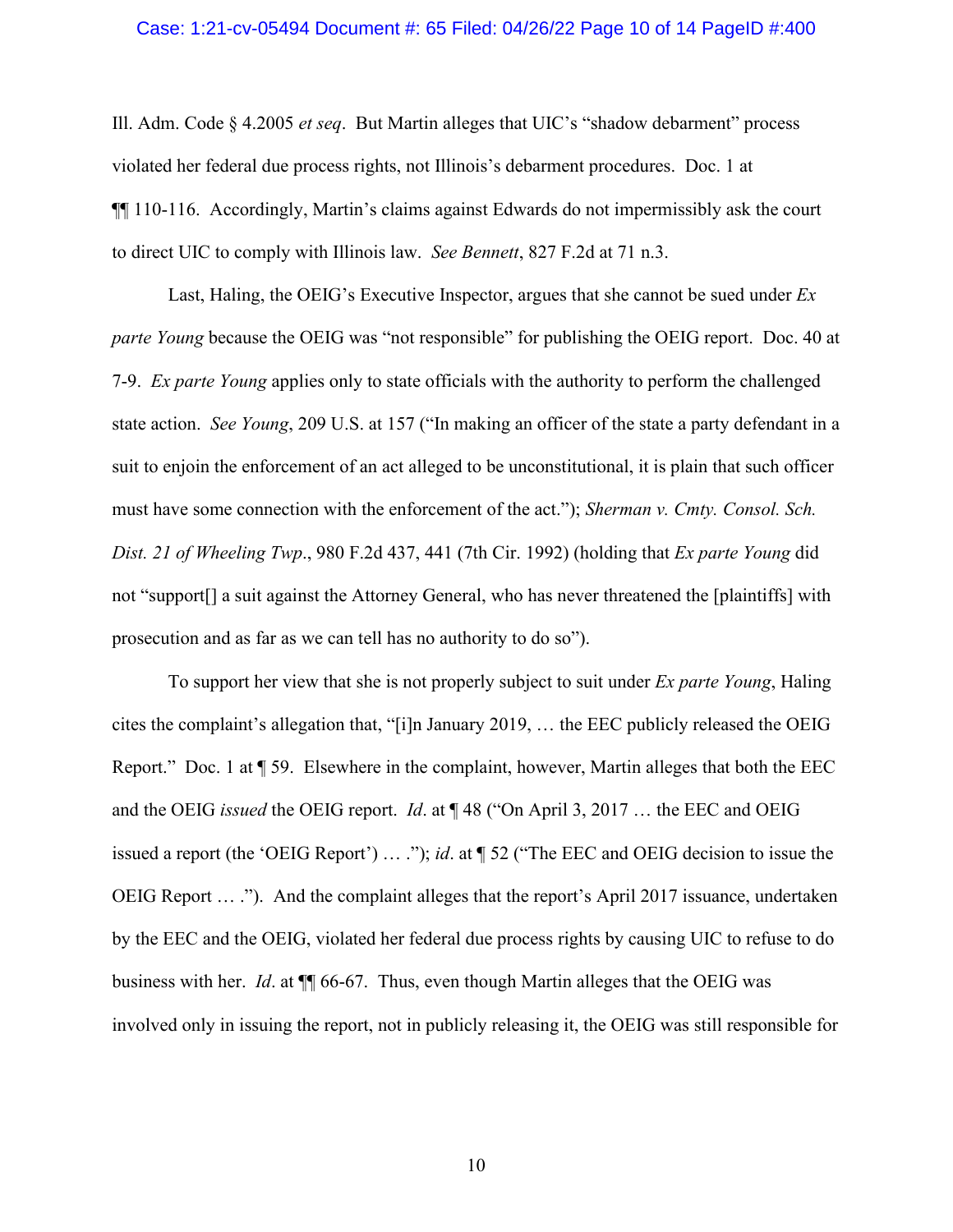Ill. Adm. Code § 4.2005 *et seq*. But Martin alleges that UIC's "shadow debarment" process violated her federal due process rights, not Illinois's debarment procedures. Doc. 1 at ¶¶ 110-116. Accordingly, Martin's claims against Edwards do not impermissibly ask the court to direct UIC to comply with Illinois law. *See Bennett*, 827 F.2d at 71 n.3.

Last, Haling, the OEIG's Executive Inspector, argues that she cannot be sued under *Ex parte Young* because the OEIG was "not responsible" for publishing the OEIG report. Doc. 40 at 7-9. *Ex parte Young* applies only to state officials with the authority to perform the challenged state action. *See Young*, 209 U.S. at 157 ("In making an officer of the state a party defendant in a suit to enjoin the enforcement of an act alleged to be unconstitutional, it is plain that such officer must have some connection with the enforcement of the act."); *Sherman v. Cmty. Consol. Sch. Dist. 21 of Wheeling Twp*., 980 F.2d 437, 441 (7th Cir. 1992) (holding that *Ex parte Young* did not "support[] a suit against the Attorney General, who has never threatened the [plaintiffs] with prosecution and as far as we can tell has no authority to do so").

To support her view that she is not properly subject to suit under *Ex parte Young*, Haling cites the complaint's allegation that, "[i]n January 2019, … the EEC publicly released the OEIG Report." Doc. 1 at ¶ 59. Elsewhere in the complaint, however, Martin alleges that both the EEC and the OEIG *issued* the OEIG report. *Id*. at ¶ 48 ("On April 3, 2017 … the EEC and OEIG issued a report (the 'OEIG Report') … ."); *id*. at ¶ 52 ("The EEC and OEIG decision to issue the OEIG Report … ."). And the complaint alleges that the report's April 2017 issuance, undertaken by the EEC and the OEIG, violated her federal due process rights by causing UIC to refuse to do business with her. *Id*. at ¶¶ 66-67. Thus, even though Martin alleges that the OEIG was involved only in issuing the report, not in publicly releasing it, the OEIG was still responsible for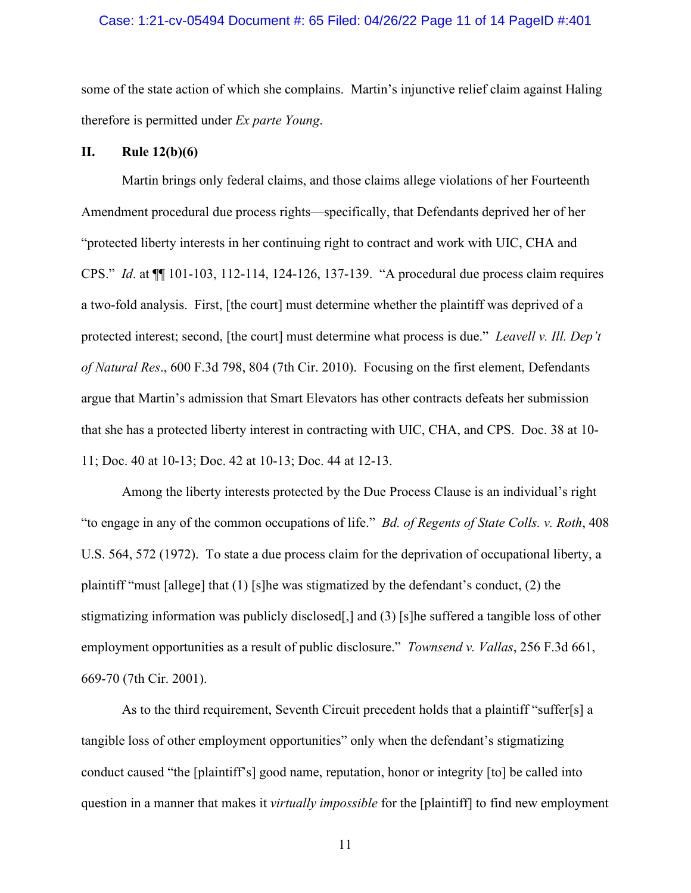some of the state action of which she complains. Martin's injunctive relief claim against Haling therefore is permitted under *Ex parte Young*.

## II. Rule 12(b)(6)

Martin brings only federal claims, and those claims allege violations of her Fourteenth Amendment procedural due process rights—specifically, that Defendants deprived her of her "protected liberty interests in her continuing right to contract and work with UIC, CHA and CPS." *Id*. at ¶¶ 101-103, 112-114, 124-126, 137-139. "A procedural due process claim requires a two-fold analysis. First, [the court] must determine whether the plaintiff was deprived of a protected interest; second, [the court] must determine what process is due." *Leavell v. Ill. Dep't of Natural Res*., 600 F.3d 798, 804 (7th Cir. 2010). Focusing on the first element, Defendants argue that Martin's admission that Smart Elevators has other contracts defeats her submission that she has a protected liberty interest in contracting with UIC, CHA, and CPS. Doc. 38 at 10-11; Doc. 40 at 10-13; Doc. 42 at 10-13; Doc. 44 at 12-13.

Among the liberty interests protected by the Due Process Clause is an individual's right "to engage in any of the common occupations of life." *Bd. of Regents of State Colls. v. Roth*, 408 U.S. 564, 572 (1972). To state a due process claim for the deprivation of occupational liberty, a plaintiff "must [allege] that (1) [s]he was stigmatized by the defendant's conduct, (2) the stigmatizing information was publicly disclosed[,] and (3) [s]he suffered a tangible loss of other employment opportunities as a result of public disclosure." *Townsend v. Vallas*, 256 F.3d 661, 669-70 (7th Cir. 2001).

As to the third requirement, Seventh Circuit precedent holds that a plaintiff "suffer[s] a tangible loss of other employment opportunities" only when the defendant's stigmatizing conduct caused "the [plaintiff]'s] good name, reputation, honor or integrity [to] be called into question in a manner that makes it *virtually impossible* for the [plaintiff] to find new employment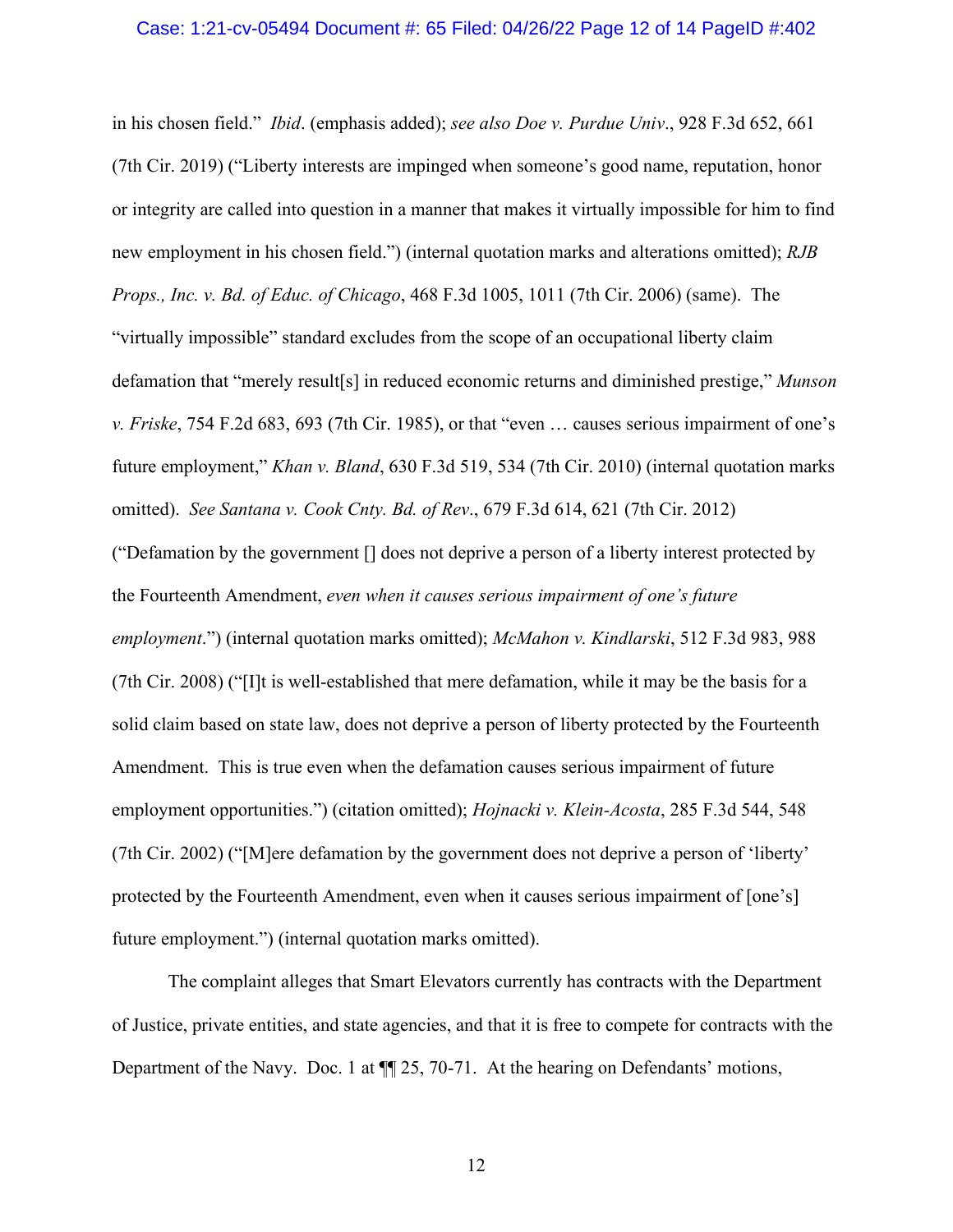in his chosen field." *Ibid*. (emphasis added); *see also Doe v. Purdue Univ*., 928 F.3d 652, 661 (7th Cir. 2019) ("Liberty interests are impinged when someone's good name, reputation, honor or integrity are called into question in a manner that makes it virtually impossible for him to find new employment in his chosen field.") (internal quotation marks and alterations omitted); *RJB Props., Inc. v. Bd. of Educ. of Chicago*, 468 F.3d 1005, 1011 (7th Cir. 2006) (same). The "virtually impossible" standard excludes from the scope of an occupational liberty claim defamation that "merely result[s] in reduced economic returns and diminished prestige," *Munson v. Friske*, 754 F.2d 683, 693 (7th Cir. 1985), or that "even … causes serious impairment of one's future employment," *Khan v. Bland*, 630 F.3d 519, 534 (7th Cir. 2010) (internal quotation marks omitted). *See Santana v. Cook Cnty. Bd. of Rev*., 679 F.3d 614, 621 (7th Cir. 2012) ("Defamation by the government [] does not deprive a person of a liberty interest protected by the Fourteenth Amendment, *even when it causes serious impairment of one's future employment*.") (internal quotation marks omitted); *McMahon v. Kindlarski*, 512 F.3d 983, 988 (7th Cir. 2008) ("[I]t is well-established that mere defamation, while it may be the basis for a solid claim based on state law, does not deprive a person of liberty protected by the Fourteenth Amendment. This is true even when the defamation causes serious impairment of future employment opportunities.") (citation omitted); *Hojnacki v. Klein-Acosta*, 285 F.3d 544, 548 (7th Cir. 2002) ("[M]ere defamation by the government does not deprive a person of 'liberty' protected by the Fourteenth Amendment, even when it causes serious impairment of [one's] future employment.") (internal quotation marks omitted).

The complaint alleges that Smart Elevators currently has contracts with the Department of Justice, private entities, and state agencies, and that it is free to compete for contracts with the Department of the Navy. Doc. 1 at ¶¶ 25, 70-71. At the hearing on Defendants' motions,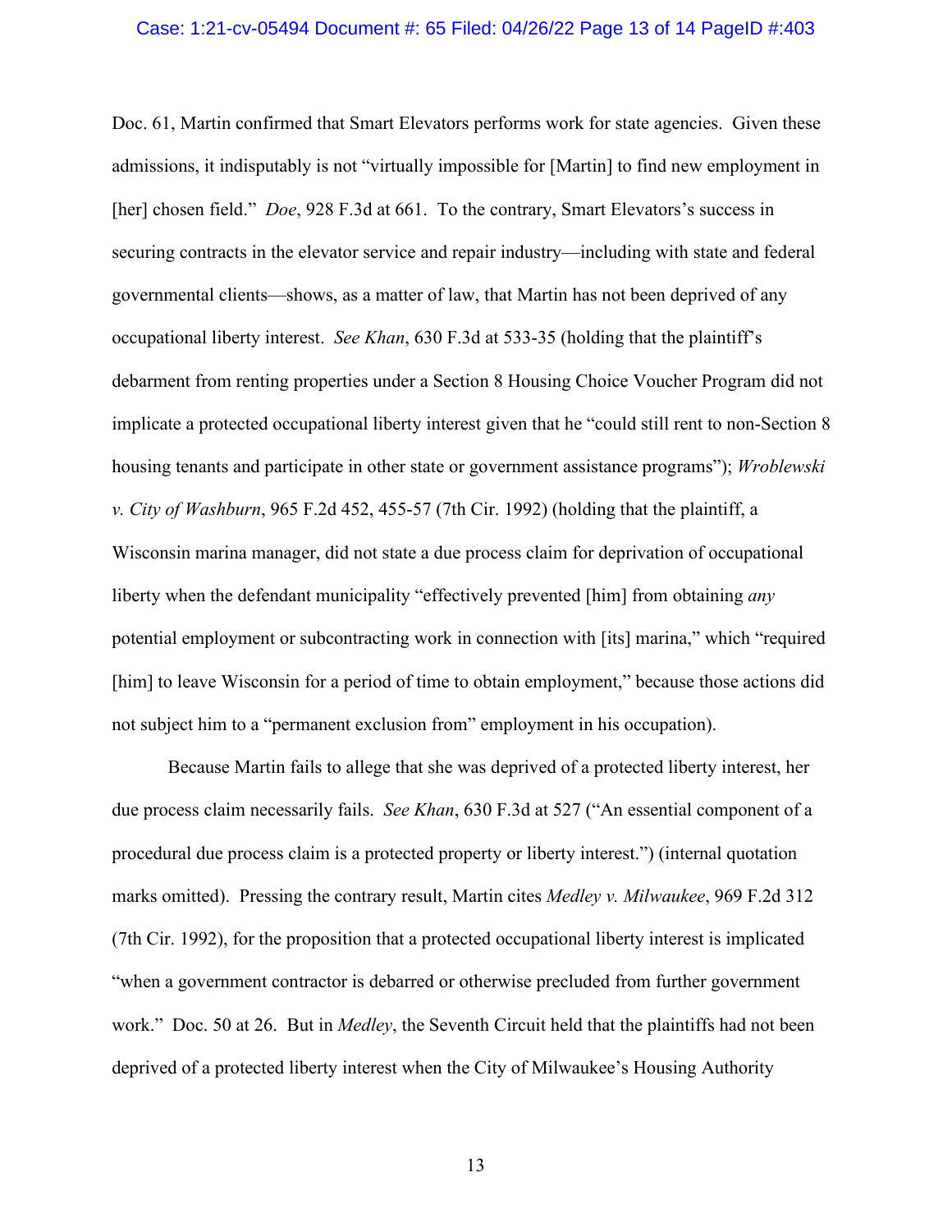Doc. 61, Martin confirmed that Smart Elevators performs work for state agencies. Given these admissions, it indisputably is not "virtually impossible for [Martin] to find new employment in [her] chosen field." *Doe*, 928 F.3d at 661. To the contrary, Smart Elevators's success in securing contracts in the elevator service and repair industry—including with state and federal governmental clients—shows, as a matter of law, that Martin has not been deprived of any occupational liberty interest. *See Khan*, 630 F.3d at 533-35 (holding that the plaintiff's debarment from renting properties under a Section 8 Housing Choice Voucher Program did not implicate a protected occupational liberty interest given that he "could still rent to non-Section 8 housing tenants and participate in other state or government assistance programs"); *Wroblewski v. City of Washburn*, 965 F.2d 452, 455-57 (7th Cir. 1992) (holding that the plaintiff, a Wisconsin marina manager, did not state a due process claim for deprivation of occupational liberty when the defendant municipality "effectively prevented [him] from obtaining *any* potential employment or subcontracting work in connection with [its] marina," which "required [him] to leave Wisconsin for a period of time to obtain employment," because those actions did not subject him to a "permanent exclusion from" employment in his occupation).

Because Martin fails to allege that she was deprived of a protected liberty interest, her due process claim necessarily fails. *See Khan*, 630 F.3d at 527 ("An essential component of a procedural due process claim is a protected property or liberty interest.") (internal quotation marks omitted). Pressing the contrary result, Martin cites *Medley v. Milwaukee*, 969 F.2d 312 (7th Cir. 1992), for the proposition that a protected occupational liberty interest is implicated "when a government contractor is debarred or otherwise precluded from further government work." Doc. 50 at 26. But in *Medley*, the Seventh Circuit held that the plaintiffs had not been deprived of a protected liberty interest when the City of Milwaukee's Housing Authority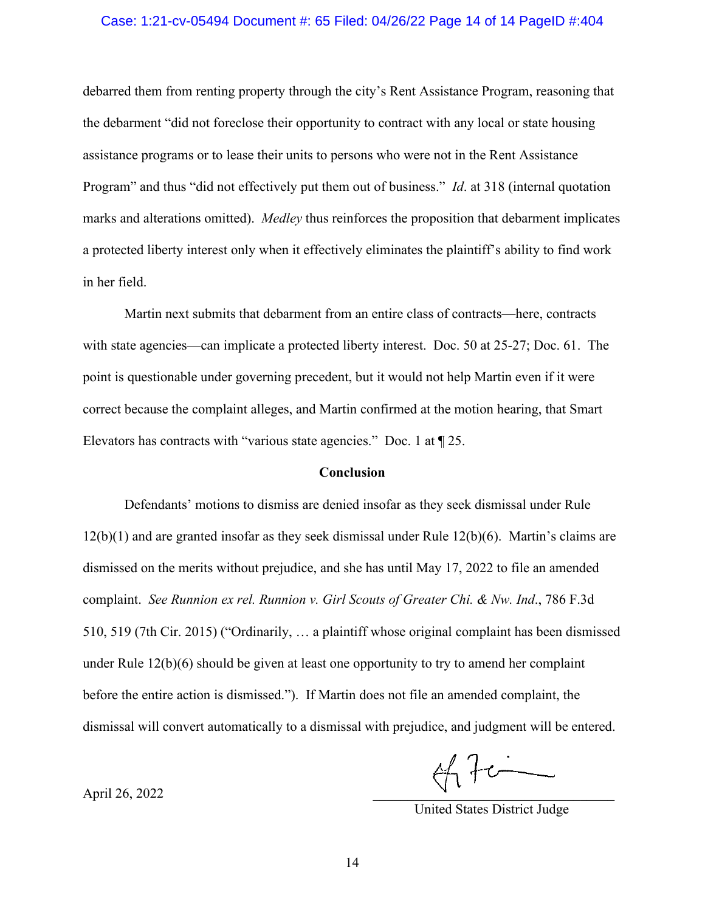debarred them from renting property through the city's Rent Assistance Program, reasoning that the debarment "did not foreclose their opportunity to contract with any local or state housing assistance programs or to lease their units to persons who were not in the Rent Assistance Program" and thus "did not effectively put them out of business." *Id*. at 318 (internal quotation marks and alterations omitted). *Medley* thus reinforces the proposition that debarment implicates a protected liberty interest only when it effectively eliminates the plaintiff's ability to find work in her field.

Martin next submits that debarment from an entire class of contracts—here, contracts with state agencies—can implicate a protected liberty interest. Doc. 50 at 25-27; Doc. 61. The point is questionable under governing precedent, but it would not help Martin even if it were correct because the complaint alleges, and Martin confirmed at the motion hearing, that Smart Elevators has contracts with "various state agencies." Doc. 1 at ¶ 25.

**Conclusion**

Defendants' motions to dismiss are denied insofar as they seek dismissal under Rule 12(b)(1) and are granted insofar as they seek dismissal under Rule 12(b)(6). Martin's claims are dismissed on the merits without prejudice, and she has until May 17, 2022 to file an amended complaint. *See Runnion ex rel. Runnion v. Girl Scouts of Greater Chi. & Nw. Ind*., 786 F.3d 510, 519 (7th Cir. 2015) ("Ordinarily, … a plaintiff whose original complaint has been dismissed under Rule 12(b)(6) should be given at least one opportunity to try to amend her complaint before the entire action is dismissed."). If Martin does not file an amended complaint, the dismissal will convert automatically to a dismissal with prejudice, and judgment will be entered.

April 26, 2022

United States District Judge